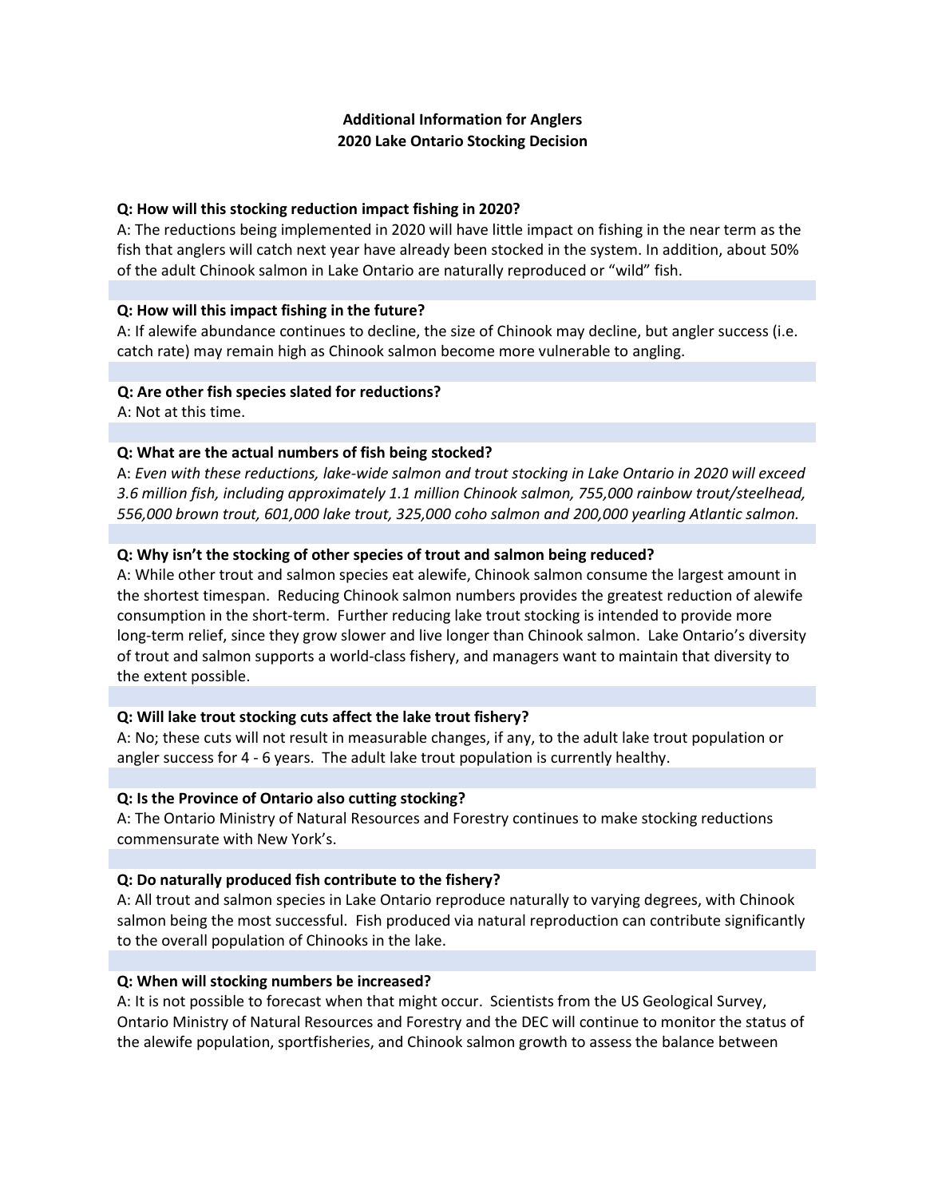**Additional Information for Anglers**
**2020 Lake Ontario Stocking Decision**

**Q: How will this stocking reduction impact fishing in 2020?**
A: The reductions being implemented in 2020 will have little impact on fishing in the near term as the fish that anglers will catch next year have already been stocked in the system. In addition, about 50% of the adult Chinook salmon in Lake Ontario are naturally reproduced or "wild" fish.

**Q: How will this impact fishing in the future?**
A: If alewife abundance continues to decline, the size of Chinook may decline, but angler success (i.e. catch rate) may remain high as Chinook salmon become more vulnerable to angling.

**Q: Are other fish species slated for reductions?**
A: Not at this time.

**Q: What are the actual numbers of fish being stocked?**
A: *Even with these reductions, lake-wide salmon and trout stocking in Lake Ontario in 2020 will exceed 3.6 million fish, including approximately 1.1 million Chinook salmon, 755,000 rainbow trout/steelhead, 556,000 brown trout, 601,000 lake trout, 325,000 coho salmon and 200,000 yearling Atlantic salmon.*

**Q: Why isn't the stocking of other species of trout and salmon being reduced?**
A: While other trout and salmon species eat alewife, Chinook salmon consume the largest amount in the shortest timespan. Reducing Chinook salmon numbers provides the greatest reduction of alewife consumption in the short-term. Further reducing lake trout stocking is intended to provide more long-term relief, since they grow slower and live longer than Chinook salmon. Lake Ontario's diversity of trout and salmon supports a world-class fishery, and managers want to maintain that diversity to the extent possible.

**Q: Will lake trout stocking cuts affect the lake trout fishery?**
A: No; these cuts will not result in measurable changes, if any, to the adult lake trout population or angler success for 4 - 6 years. The adult lake trout population is currently healthy.

**Q: Is the Province of Ontario also cutting stocking?**
A: The Ontario Ministry of Natural Resources and Forestry continues to make stocking reductions commensurate with New York's.

**Q: Do naturally produced fish contribute to the fishery?**
A: All trout and salmon species in Lake Ontario reproduce naturally to varying degrees, with Chinook salmon being the most successful. Fish produced via natural reproduction can contribute significantly to the overall population of Chinooks in the lake.

**Q: When will stocking numbers be increased?**
A: It is not possible to forecast when that might occur. Scientists from the US Geological Survey, Ontario Ministry of Natural Resources and Forestry and the DEC will continue to monitor the status of the alewife population, sportfisheries, and Chinook salmon growth to assess the balance between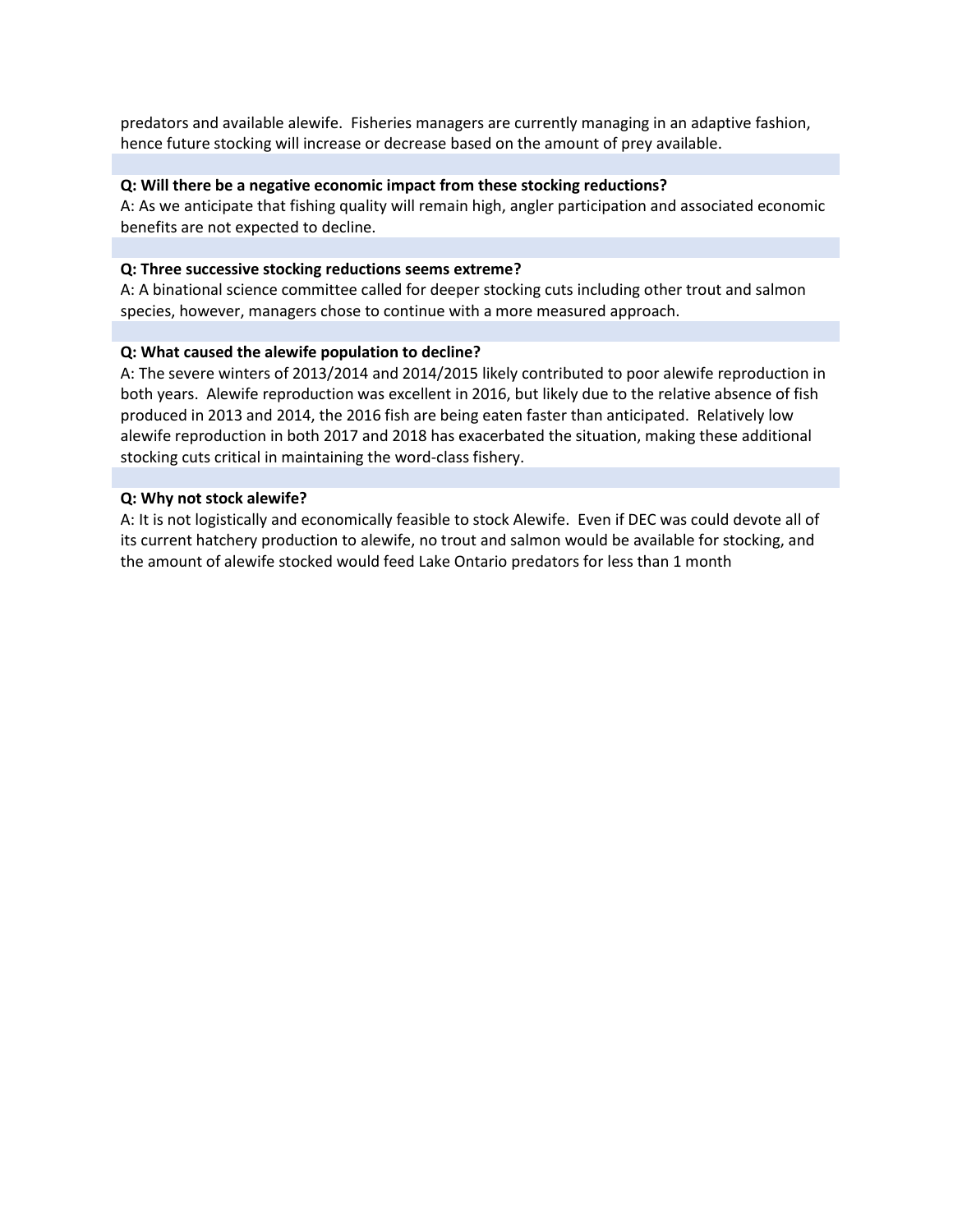predators and available alewife. Fisheries managers are currently managing in an adaptive fashion, hence future stocking will increase or decrease based on the amount of prey available.

**Q: Will there be a negative economic impact from these stocking reductions?**
A: As we anticipate that fishing quality will remain high, angler participation and associated economic benefits are not expected to decline.

**Q: Three successive stocking reductions seems extreme?**
A: A binational science committee called for deeper stocking cuts including other trout and salmon species, however, managers chose to continue with a more measured approach.

**Q: What caused the alewife population to decline?**
A: The severe winters of 2013/2014 and 2014/2015 likely contributed to poor alewife reproduction in both years. Alewife reproduction was excellent in 2016, but likely due to the relative absence of fish produced in 2013 and 2014, the 2016 fish are being eaten faster than anticipated. Relatively low alewife reproduction in both 2017 and 2018 has exacerbated the situation, making these additional stocking cuts critical in maintaining the word-class fishery.

**Q: Why not stock alewife?**
A: It is not logistically and economically feasible to stock Alewife. Even if DEC was could devote all of its current hatchery production to alewife, no trout and salmon would be available for stocking, and the amount of alewife stocked would feed Lake Ontario predators for less than 1 month